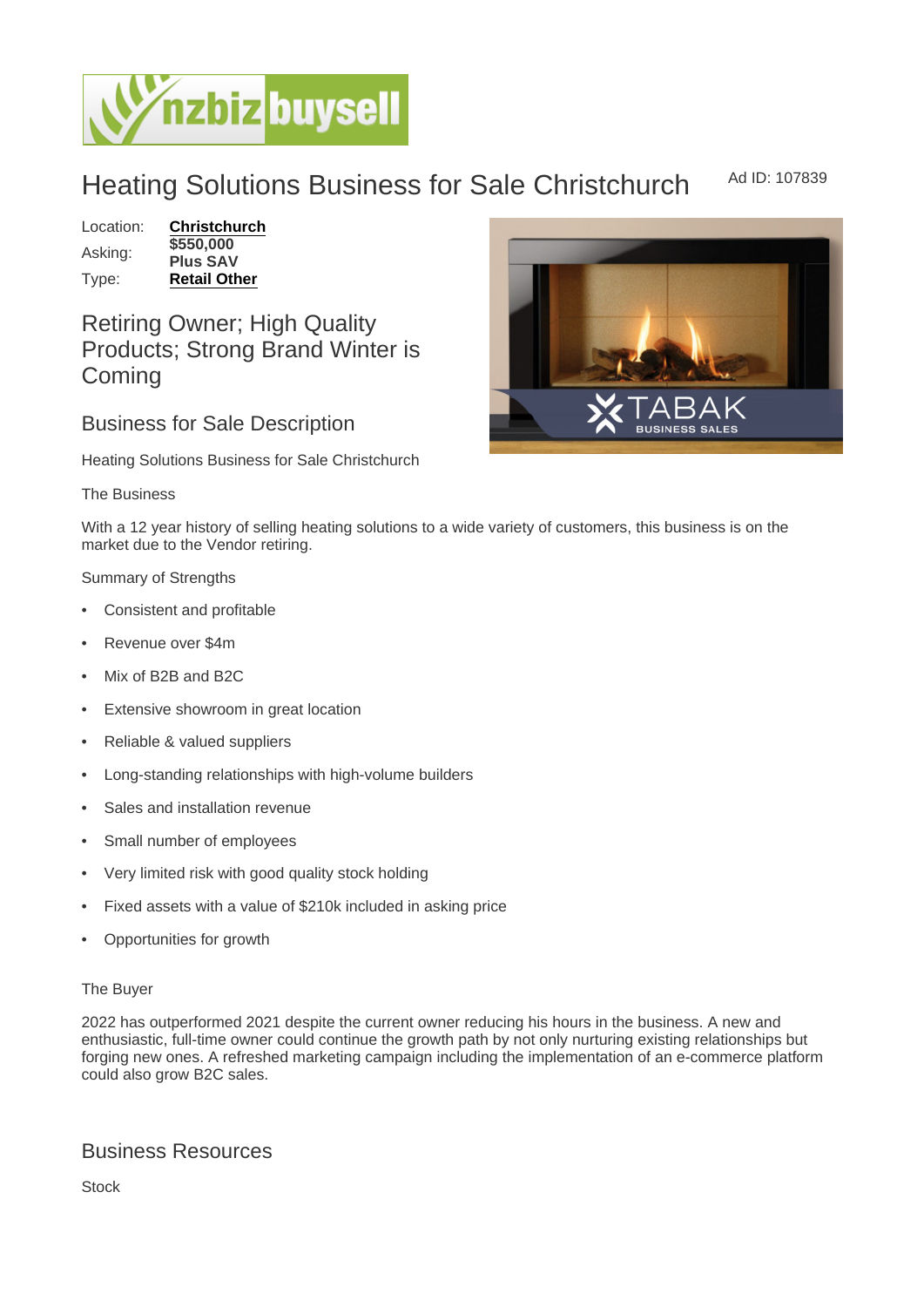# Heating Solutions Business for Sale Christchurch

Ad ID: 107839

Location: **Christchurch**
Asking: **$550,000 Plus SAV**
Type: **Retail Other**

## Retiring Owner; High Quality Products; Strong Brand Winter is Coming

## Business for Sale Description

Heating Solutions Business for Sale Christchurch

The Business

With a 12 year history of selling heating solutions to a wide variety of customers, this business is on the market due to the Vendor retiring.

Summary of Strengths

- Consistent and profitable
- Revenue over $4m
- Mix of B2B and B2C
- Extensive showroom in great location
- Reliable & valued suppliers
- Long-standing relationships with high-volume builders
- Sales and installation revenue
- Small number of employees
- Very limited risk with good quality stock holding
- Fixed assets with a value of $210k included in asking price
- Opportunities for growth

The Buyer

2022 has outperformed 2021 despite the current owner reducing his hours in the business. A new and enthusiastic, full-time owner could continue the growth path by not only nurturing existing relationships but forging new ones. A refreshed marketing campaign including the implementation of an e-commerce platform could also grow B2C sales.

## Business Resources

Stock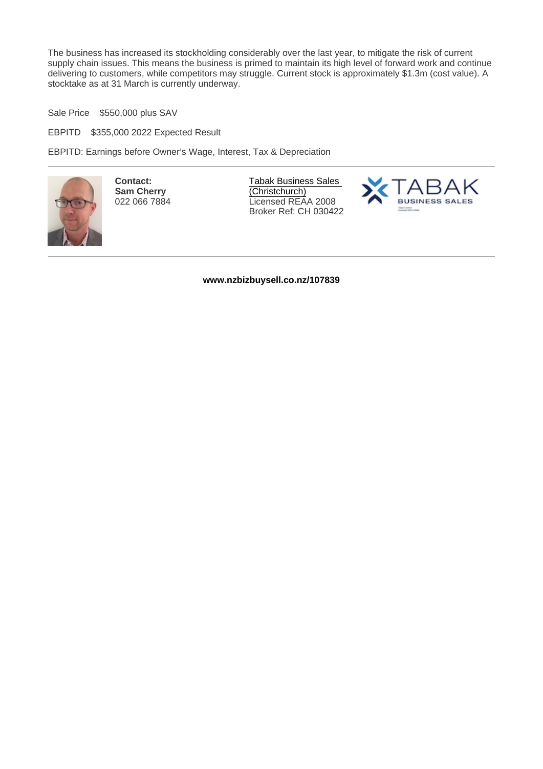The business has increased its stockholding considerably over the last year, to mitigate the risk of current supply chain issues. This means the business is primed to maintain its high level of forward work and continue delivering to customers, while competitors may struggle. Current stock is approximately $1.3m (cost value). A stocktake as at 31 March is currently underway.

Sale Price $550,000 plus SAV

EBPITD $355,000 2022 Expected Result

EBPITD: Earnings before Owner's Wage, Interest, Tax & Depreciation

---

**Contact:**
**Sam Cherry**
022 066 7884

Tabak Business Sales (Christchurch)
Licensed REAA 2008
Broker Ref: CH 030422

TABAK BUSINESS SALES

---

**www.nzbizbuysell.co.nz/107839**